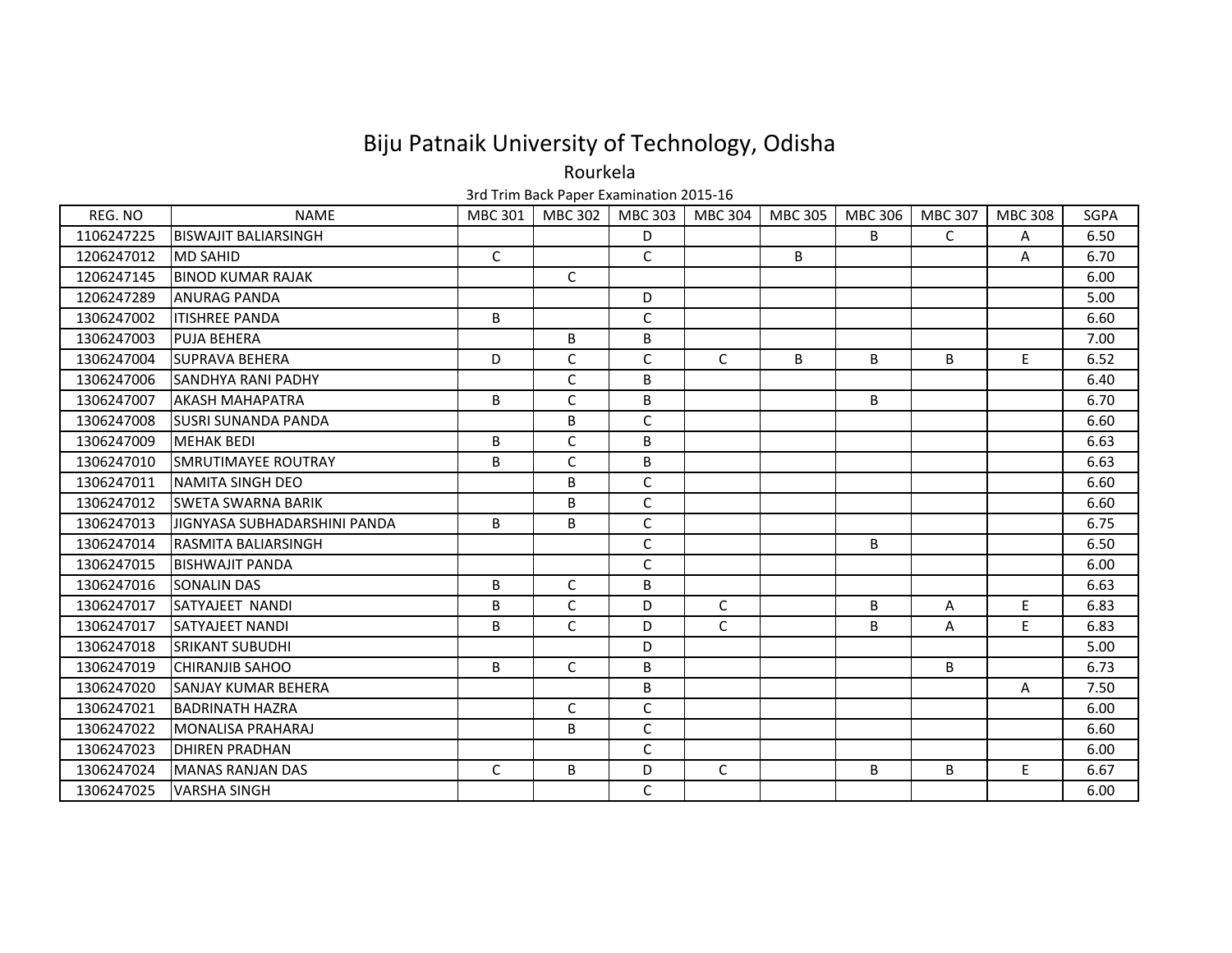# Biju Patnaik University of Technology, Odisha

## Rourkela

3rd Trim Back Paper Examination 2015-16

| REG. NO | NAME | MBC 301 | MBC 302 | MBC 303 | MBC 304 | MBC 305 | MBC 306 | MBC 307 | MBC 308 | SGPA |
|---|---|---|---|---|---|---|---|---|---|---|
| 1106247225 | BISWAJIT BALIARSINGH | | | D | | | B | C | A | 6.50 |
| 1206247012 | MD SAHID | C | | C | | B | | | A | 6.70 |
| 1206247145 | BINOD KUMAR RAJAK | | C | | | | | | | 6.00 |
| 1206247289 | ANURAG PANDA | | | D | | | | | | 5.00 |
| 1306247002 | ITISHREE PANDA | B | | C | | | | | | 6.60 |
| 1306247003 | PUJA BEHERA | | B | B | | | | | | 7.00 |
| 1306247004 | SUPRAVA BEHERA | D | C | C | C | B | B | B | E | 6.52 |
| 1306247006 | SANDHYA RANI PADHY | | C | B | | | | | | 6.40 |
| 1306247007 | AKASH MAHAPATRA | B | C | B | | | B | | | 6.70 |
| 1306247008 | SUSRI SUNANDA PANDA | | B | C | | | | | | 6.60 |
| 1306247009 | MEHAK BEDI | B | C | B | | | | | | 6.63 |
| 1306247010 | SMRUTIMAYEE ROUTRAY | B | C | B | | | | | | 6.63 |
| 1306247011 | NAMITA SINGH DEO | | B | C | | | | | | 6.60 |
| 1306247012 | SWETA SWARNA BARIK | | B | C | | | | | | 6.60 |
| 1306247013 | JIGNYASA SUBHADARSHINI PANDA | B | B | C | | | | | | 6.75 |
| 1306247014 | RASMITA BALIARSINGH | | | C | | | B | | | 6.50 |
| 1306247015 | BISHWAJIT PANDA | | | C | | | | | | 6.00 |
| 1306247016 | SONALIN DAS | B | C | B | | | | | | 6.63 |
| 1306247017 | SATYAJEET  NANDI | B | C | D | C | | B | A | E | 6.83 |
| 1306247017 | SATYAJEET NANDI | B | C | D | C | | B | A | E | 6.83 |
| 1306247018 | SRIKANT SUBUDHI | | | D | | | | | | 5.00 |
| 1306247019 | CHIRANJIB SAHOO | B | C | B | | | | B | | 6.73 |
| 1306247020 | SANJAY KUMAR BEHERA | | | B | | | | | A | 7.50 |
| 1306247021 | BADRINATH HAZRA | | C | C | | | | | | 6.00 |
| 1306247022 | MONALISA PRAHARAJ | | B | C | | | | | | 6.60 |
| 1306247023 | DHIREN PRADHAN | | | C | | | | | | 6.00 |
| 1306247024 | MANAS RANJAN DAS | C | B | D | C | | B | B | E | 6.67 |
| 1306247025 | VARSHA SINGH | | | C | | | | | | 6.00 |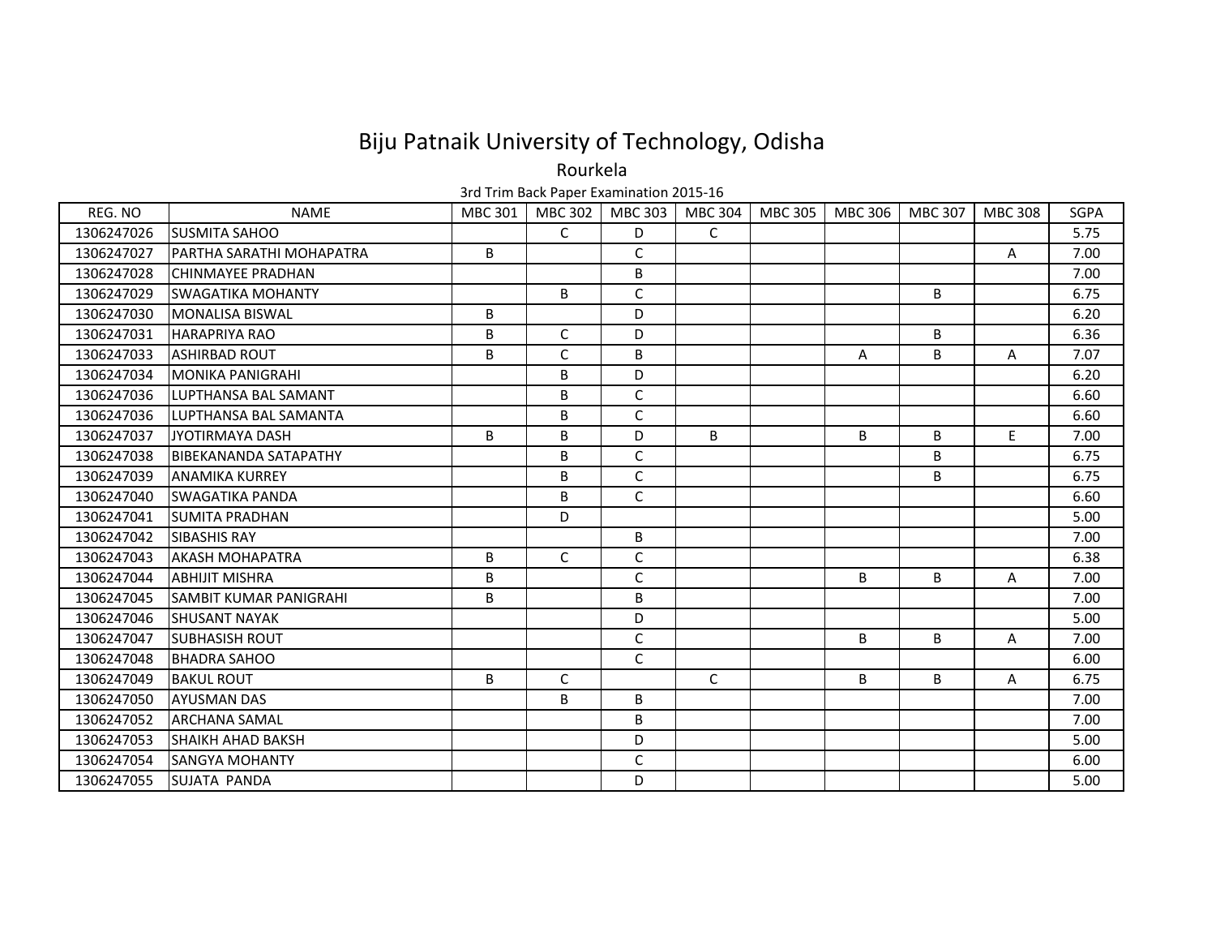# Biju Patnaik University of Technology, Odisha

## Rourkela

### 3rd Trim Back Paper Examination 2015-16

| REG. NO | NAME | MBC 301 | MBC 302 | MBC 303 | MBC 304 | MBC 305 | MBC 306 | MBC 307 | MBC 308 | SGPA |
|---|---|---|---|---|---|---|---|---|---|---|
| 1306247026 | SUSMITA SAHOO | | C | D | C | | | | | 5.75 |
| 1306247027 | PARTHA SARATHI MOHAPATRA | B | | C | | | | | A | 7.00 |
| 1306247028 | CHINMAYEE PRADHAN | | | B | | | | | | 7.00 |
| 1306247029 | SWAGATIKA MOHANTY | | B | C | | | | B | | 6.75 |
| 1306247030 | MONALISA BISWAL | B | | D | | | | | | 6.20 |
| 1306247031 | HARAPRIYA RAO | B | C | D | | | | B | | 6.36 |
| 1306247033 | ASHIRBAD ROUT | B | C | B | | | A | B | A | 7.07 |
| 1306247034 | MONIKA PANIGRAHI | | B | D | | | | | | 6.20 |
| 1306247036 | LUPTHANSA BAL SAMANT | | B | C | | | | | | 6.60 |
| 1306247036 | LUPTHANSA BAL SAMANTA | | B | C | | | | | | 6.60 |
| 1306247037 | JYOTIRMAYA DASH | B | B | D | B | | B | B | E | 7.00 |
| 1306247038 | BIBEKANANDA SATAPATHY | | B | C | | | | B | | 6.75 |
| 1306247039 | ANAMIKA KURREY | | B | C | | | | B | | 6.75 |
| 1306247040 | SWAGATIKA PANDA | | B | C | | | | | | 6.60 |
| 1306247041 | SUMITA PRADHAN | | D | | | | | | | 5.00 |
| 1306247042 | SIBASHIS RAY | | | B | | | | | | 7.00 |
| 1306247043 | AKASH MOHAPATRA | B | C | C | | | | | | 6.38 |
| 1306247044 | ABHIJIT MISHRA | B | | C | | | B | B | A | 7.00 |
| 1306247045 | SAMBIT KUMAR PANIGRAHI | B | | B | | | | | | 7.00 |
| 1306247046 | SHUSANT NAYAK | | | D | | | | | | 5.00 |
| 1306247047 | SUBHASISH ROUT | | | C | | | B | B | A | 7.00 |
| 1306247048 | BHADRA SAHOO | | | C | | | | | | 6.00 |
| 1306247049 | BAKUL ROUT | B | C | | C | | B | B | A | 6.75 |
| 1306247050 | AYUSMAN DAS | | B | B | | | | | | 7.00 |
| 1306247052 | ARCHANA SAMAL | | | B | | | | | | 7.00 |
| 1306247053 | SHAIKH AHAD BAKSH | | | D | | | | | | 5.00 |
| 1306247054 | SANGYA MOHANTY | | | C | | | | | | 6.00 |
| 1306247055 | SUJATA PANDA | | | D | | | | | | 5.00 |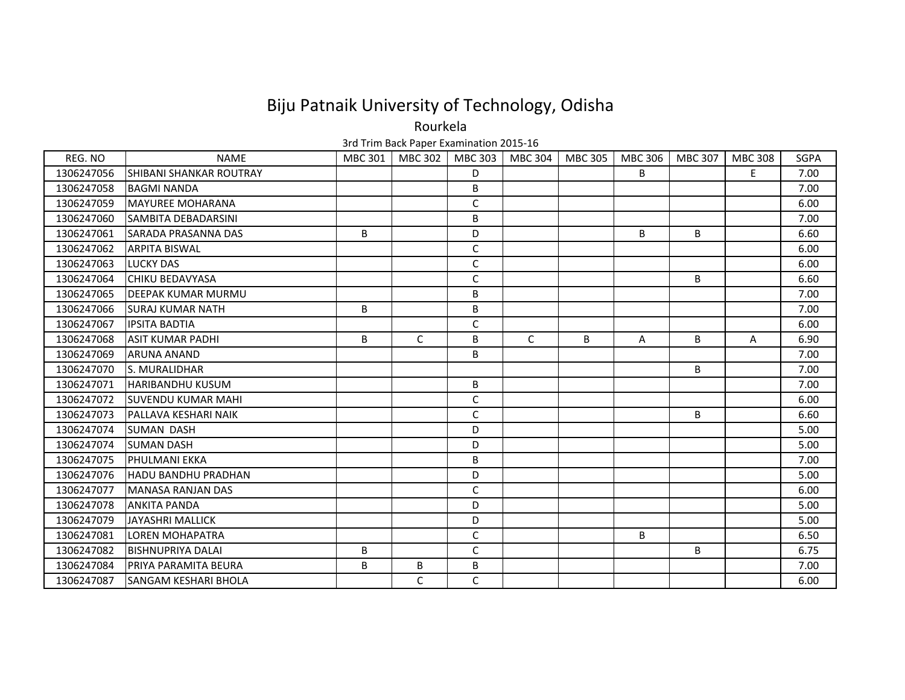# Biju Patnaik University of Technology, Odisha

## Rourkela

3rd Trim Back Paper Examination 2015-16

| REG. NO | NAME | MBC 301 | MBC 302 | MBC 303 | MBC 304 | MBC 305 | MBC 306 | MBC 307 | MBC 308 | SGPA |
|---|---|---|---|---|---|---|---|---|---|---|
| 1306247056 | SHIBANI SHANKAR ROUTRAY | | | D | | | B | | E | 7.00 |
| 1306247058 | BAGMI NANDA | | | B | | | | | | 7.00 |
| 1306247059 | MAYUREE MOHARANA | | | C | | | | | | 6.00 |
| 1306247060 | SAMBITA DEBADARSINI | | | B | | | | | | 7.00 |
| 1306247061 | SARADA PRASANNA DAS | B | | D | | | B | B | | 6.60 |
| 1306247062 | ARPITA BISWAL | | | C | | | | | | 6.00 |
| 1306247063 | LUCKY DAS | | | C | | | | | | 6.00 |
| 1306247064 | CHIKU BEDAVYASA | | | C | | | | B | | 6.60 |
| 1306247065 | DEEPAK KUMAR MURMU | | | B | | | | | | 7.00 |
| 1306247066 | SURAJ KUMAR NATH | B | | B | | | | | | 7.00 |
| 1306247067 | IPSITA BADTIA | | | C | | | | | | 6.00 |
| 1306247068 | ASIT KUMAR PADHI | B | C | B | C | B | A | B | A | 6.90 |
| 1306247069 | ARUNA ANAND | | | B | | | | | | 7.00 |
| 1306247070 | S. MURALIDHAR | | | | | | | B | | 7.00 |
| 1306247071 | HARIBANDHU KUSUM | | | B | | | | | | 7.00 |
| 1306247072 | SUVENDU KUMAR MAHI | | | C | | | | | | 6.00 |
| 1306247073 | PALLAVA KESHARI NAIK | | | C | | | | B | | 6.60 |
| 1306247074 | SUMAN DASH | | | D | | | | | | 5.00 |
| 1306247074 | SUMAN DASH | | | D | | | | | | 5.00 |
| 1306247075 | PHULMANI EKKA | | | B | | | | | | 7.00 |
| 1306247076 | HADU BANDHU PRADHAN | | | D | | | | | | 5.00 |
| 1306247077 | MANASA RANJAN DAS | | | C | | | | | | 6.00 |
| 1306247078 | ANKITA PANDA | | | D | | | | | | 5.00 |
| 1306247079 | JAYASHRI MALLICK | | | D | | | | | | 5.00 |
| 1306247081 | LOREN MOHAPATRA | | | C | | | B | | | 6.50 |
| 1306247082 | BISHNUPRIYA DALAI | B | | C | | | | B | | 6.75 |
| 1306247084 | PRIYA PARAMITA BEURA | B | B | B | | | | | | 7.00 |
| 1306247087 | SANGAM KESHARI BHOLA | | C | C | | | | | | 6.00 |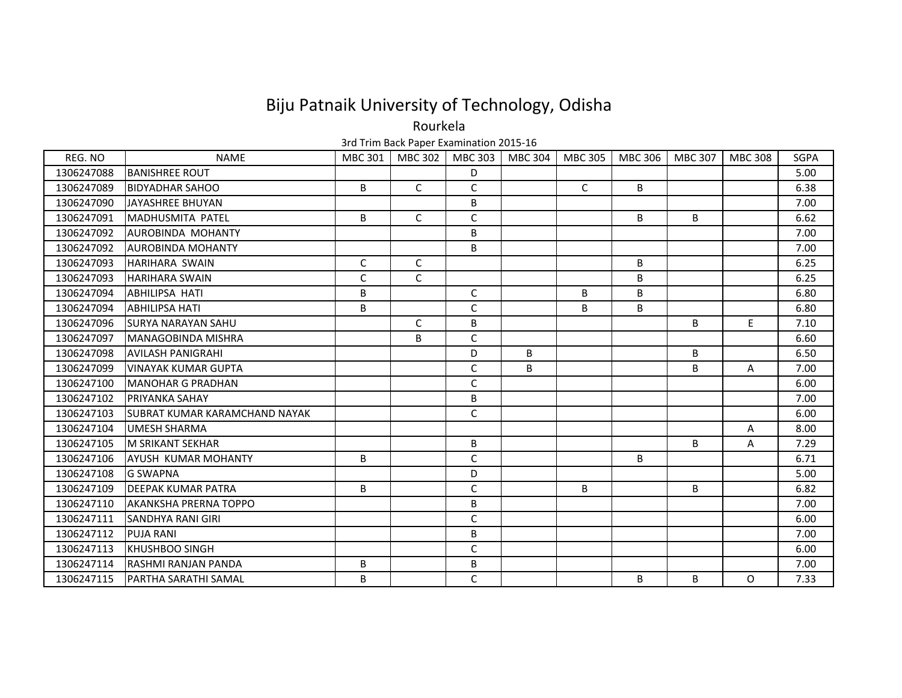# Biju Patnaik University of Technology, Odisha

Rourkela

3rd Trim Back Paper Examination 2015-16

| REG. NO | NAME | MBC 301 | MBC 302 | MBC 303 | MBC 304 | MBC 305 | MBC 306 | MBC 307 | MBC 308 | SGPA |
|---|---|---|---|---|---|---|---|---|---|---|
| 1306247088 | BANISHREE ROUT | | | D | | | | | | 5.00 |
| 1306247089 | BIDYADHAR SAHOO | B | C | C | | C | B | | | 6.38 |
| 1306247090 | JAYASHREE BHUYAN | | | B | | | | | | 7.00 |
| 1306247091 | MADHUSMITA PATEL | B | C | C | | | B | B | | 6.62 |
| 1306247092 | AUROBINDA MOHANTY | | | B | | | | | | 7.00 |
| 1306247092 | AUROBINDA MOHANTY | | | B | | | | | | 7.00 |
| 1306247093 | HARIHARA SWAIN | C | C | | | | B | | | 6.25 |
| 1306247093 | HARIHARA SWAIN | C | C | | | | B | | | 6.25 |
| 1306247094 | ABHILIPSA HATI | B | | C | | B | B | | | 6.80 |
| 1306247094 | ABHILIPSA HATI | B | | C | | B | B | | | 6.80 |
| 1306247096 | SURYA NARAYAN SAHU | | C | B | | | | B | E | 7.10 |
| 1306247097 | MANAGOBINDA MISHRA | | B | C | | | | | | 6.60 |
| 1306247098 | AVILASH PANIGRAHI | | | D | B | | | B | | 6.50 |
| 1306247099 | VINAYAK KUMAR GUPTA | | | C | B | | | B | A | 7.00 |
| 1306247100 | MANOHAR G PRADHAN | | | C | | | | | | 6.00 |
| 1306247102 | PRIYANKA SAHAY | | | B | | | | | | 7.00 |
| 1306247103 | SUBRAT KUMAR KARAMCHAND NAYAK | | | C | | | | | | 6.00 |
| 1306247104 | UMESH SHARMA | | | | | | | | A | 8.00 |
| 1306247105 | M SRIKANT SEKHAR | | | B | | | | B | A | 7.29 |
| 1306247106 | AYUSH KUMAR MOHANTY | B | | C | | | B | | | 6.71 |
| 1306247108 | G SWAPNA | | | D | | | | | | 5.00 |
| 1306247109 | DEEPAK KUMAR PATRA | B | | C | | B | | B | | 6.82 |
| 1306247110 | AKANKSHA PRERNA TOPPO | | | B | | | | | | 7.00 |
| 1306247111 | SANDHYA RANI GIRI | | | C | | | | | | 6.00 |
| 1306247112 | PUJA RANI | | | B | | | | | | 7.00 |
| 1306247113 | KHUSHBOO SINGH | | | C | | | | | | 6.00 |
| 1306247114 | RASHMI RANJAN PANDA | B | | B | | | | | | 7.00 |
| 1306247115 | PARTHA SARATHI SAMAL | B | | C | | | B | B | O | 7.33 |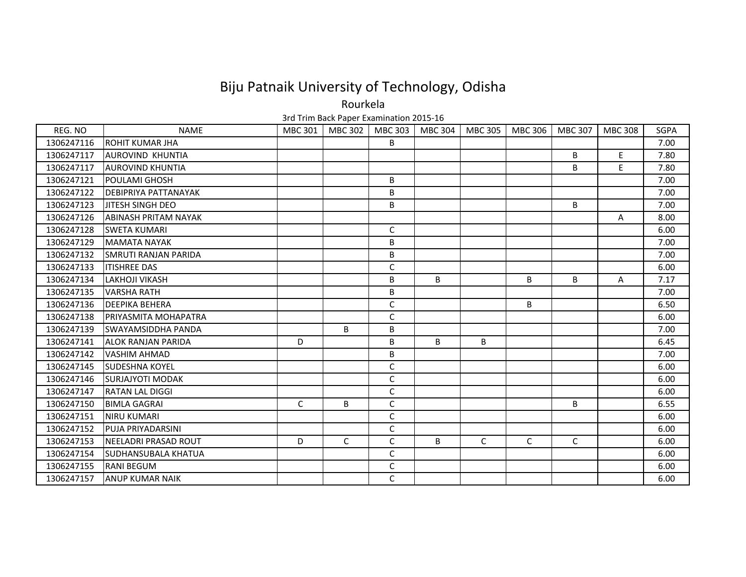# Biju Patnaik University of Technology, Odisha

## Rourkela

### 3rd Trim Back Paper Examination 2015-16

| REG. NO | NAME | MBC 301 | MBC 302 | MBC 303 | MBC 304 | MBC 305 | MBC 306 | MBC 307 | MBC 308 | SGPA |
|---|---|---|---|---|---|---|---|---|---|---|
| 1306247116 | ROHIT KUMAR JHA | | | B | | | | | | 7.00 |
| 1306247117 | AUROVIND  KHUNTIA | | | | | | | B | E | 7.80 |
| 1306247117 | AUROVIND KHUNTIA | | | | | | | B | E | 7.80 |
| 1306247121 | POULAMI GHOSH | | | B | | | | | | 7.00 |
| 1306247122 | DEBIPRIYA PATTANAYAK | | | B | | | | | | 7.00 |
| 1306247123 | JITESH SINGH DEO | | | B | | | | B | | 7.00 |
| 1306247126 | ABINASH PRITAM NAYAK | | | | | | | | A | 8.00 |
| 1306247128 | SWETA KUMARI | | | C | | | | | | 6.00 |
| 1306247129 | MAMATA NAYAK | | | B | | | | | | 7.00 |
| 1306247132 | SMRUTI RANJAN PARIDA | | | B | | | | | | 7.00 |
| 1306247133 | ITISHREE DAS | | | C | | | | | | 6.00 |
| 1306247134 | LAKHOJI VIKASH | | | B | B | | B | B | A | 7.17 |
| 1306247135 | VARSHA RATH | | | B | | | | | | 7.00 |
| 1306247136 | DEEPIKA BEHERA | | | C | | | B | | | 6.50 |
| 1306247138 | PRIYASMITA MOHAPATRA | | | C | | | | | | 6.00 |
| 1306247139 | SWAYAMSIDDHA PANDA | | B | B | | | | | | 7.00 |
| 1306247141 | ALOK RANJAN PARIDA | D | | B | B | B | | | | 6.45 |
| 1306247142 | VASHIM AHMAD | | | B | | | | | | 7.00 |
| 1306247145 | SUDESHNA KOYEL | | | C | | | | | | 6.00 |
| 1306247146 | SURJAJYOTI MODAK | | | C | | | | | | 6.00 |
| 1306247147 | RATAN LAL DIGGI | | | C | | | | | | 6.00 |
| 1306247150 | BIMLA GAGRAI | C | B | C | | | | B | | 6.55 |
| 1306247151 | NIRU KUMARI | | | C | | | | | | 6.00 |
| 1306247152 | PUJA PRIYADARSINI | | | C | | | | | | 6.00 |
| 1306247153 | NEELADRI PRASAD ROUT | D | C | C | B | C | C | C | | 6.00 |
| 1306247154 | SUDHANSUBALA KHATUA | | | C | | | | | | 6.00 |
| 1306247155 | RANI BEGUM | | | C | | | | | | 6.00 |
| 1306247157 | ANUP KUMAR NAIK | | | C | | | | | | 6.00 |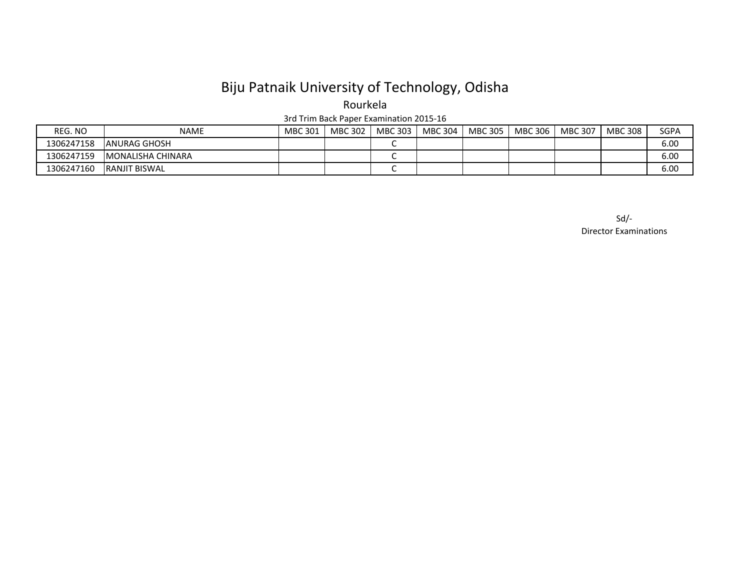# Biju Patnaik University of Technology, Odisha

Rourkela

3rd Trim Back Paper Examination 2015-16

| REG. NO | NAME | MBC 301 | MBC 302 | MBC 303 | MBC 304 | MBC 305 | MBC 306 | MBC 307 | MBC 308 | SGPA |
|---|---|---|---|---|---|---|---|---|---|---|
| 1306247158 | ANURAG GHOSH | | | C | | | | | | 6.00 |
| 1306247159 | MONALISHA CHINARA | | | C | | | | | | 6.00 |
| 1306247160 | RANJIT BISWAL | | | C | | | | | | 6.00 |

Sd/-

Director Examinations